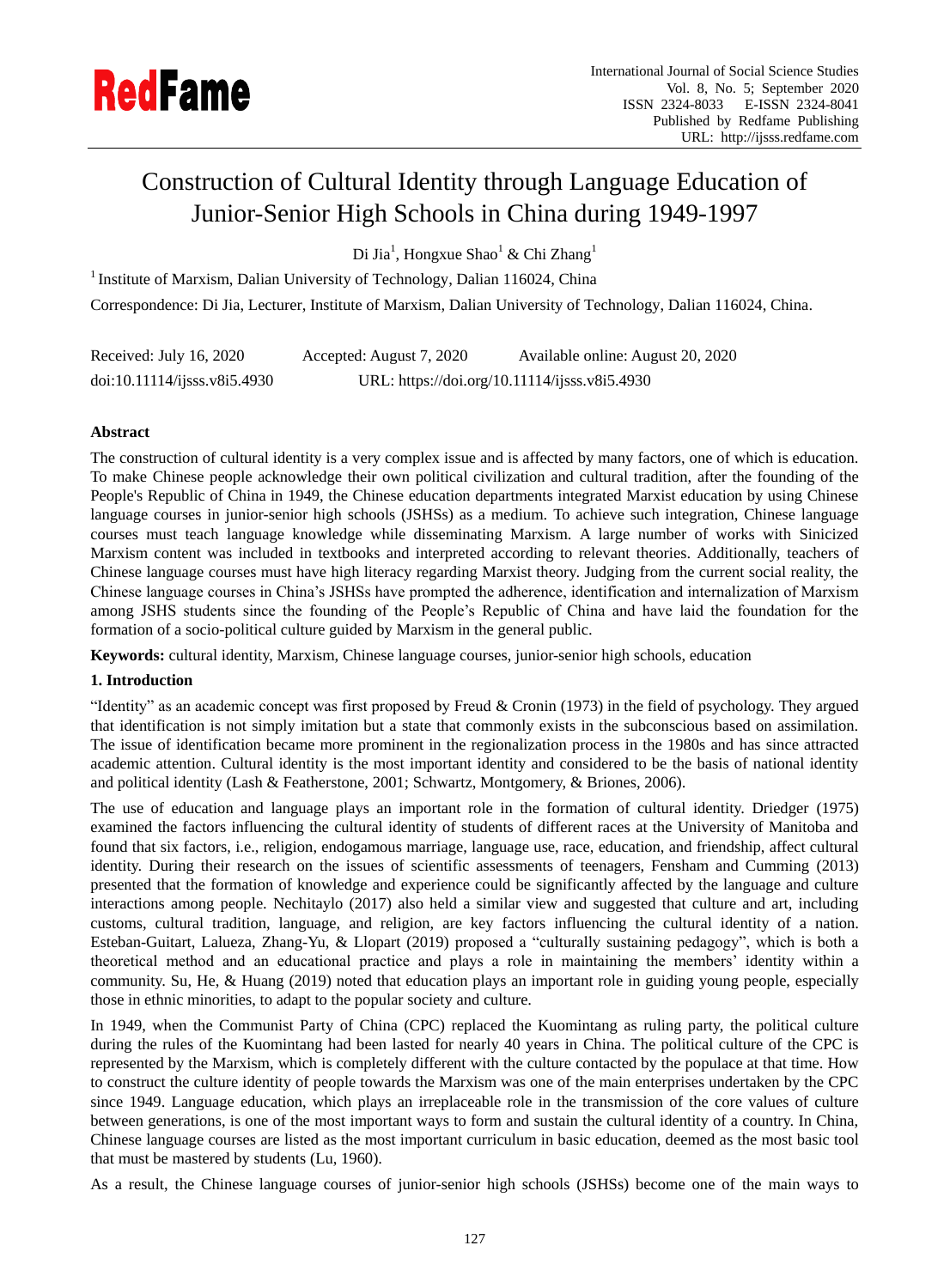# Construction of Cultural Identity through Language Education of Junior-Senior High Schools in China during 1949-1997

Di Jia[1], Hongxue Shao[1] & Chi Zhang[1]

[1] Institute of Marxism, Dalian University of Technology, Dalian 116024, China

Correspondence: Di Jia, Lecturer, Institute of Marxism, Dalian University of Technology, Dalian 116024, China.

Received: July 16, 2020 Accepted: August 7, 2020 Available online: August 20, 2020

doi:10.11114/ijsss.v8i5.4930 URL: https://doi.org/10.11114/ijsss.v8i5.4930

**Abstract**

The construction of cultural identity is a very complex issue and is affected by many factors, one of which is education. To make Chinese people acknowledge their own political civilization and cultural tradition, after the founding of the People's Republic of China in 1949, the Chinese education departments integrated Marxist education by using Chinese language courses in junior-senior high schools (JSHSs) as a medium. To achieve such integration, Chinese language courses must teach language knowledge while disseminating Marxism. A large number of works with Sinicized Marxism content was included in textbooks and interpreted according to relevant theories. Additionally, teachers of Chinese language courses must have high literacy regarding Marxist theory. Judging from the current social reality, the Chinese language courses in China's JSHSs have prompted the adherence, identification and internalization of Marxism among JSHS students since the founding of the People's Republic of China and have laid the foundation for the formation of a socio-political culture guided by Marxism in the general public.

**Keywords:** cultural identity, Marxism, Chinese language courses, junior-senior high schools, education

## 1. Introduction

"Identity" as an academic concept was first proposed by Freud & Cronin (1973) in the field of psychology. They argued that identification is not simply imitation but a state that commonly exists in the subconscious based on assimilation. The issue of identification became more prominent in the regionalization process in the 1980s and has since attracted academic attention. Cultural identity is the most important identity and considered to be the basis of national identity and political identity (Lash & Featherstone, 2001; Schwartz, Montgomery, & Briones, 2006).

The use of education and language plays an important role in the formation of cultural identity. Driedger (1975) examined the factors influencing the cultural identity of students of different races at the University of Manitoba and found that six factors, i.e., religion, endogamous marriage, language use, race, education, and friendship, affect cultural identity. During their research on the issues of scientific assessments of teenagers, Fensham and Cumming (2013) presented that the formation of knowledge and experience could be significantly affected by the language and culture interactions among people. Nechitaylo (2017) also held a similar view and suggested that culture and art, including customs, cultural tradition, language, and religion, are key factors influencing the cultural identity of a nation. Esteban-Guitart, Lalueza, Zhang-Yu, & Llopart (2019) proposed a "culturally sustaining pedagogy", which is both a theoretical method and an educational practice and plays a role in maintaining the members' identity within a community. Su, He, & Huang (2019) noted that education plays an important role in guiding young people, especially those in ethnic minorities, to adapt to the popular society and culture.

In 1949, when the Communist Party of China (CPC) replaced the Kuomintang as ruling party, the political culture during the rules of the Kuomintang had been lasted for nearly 40 years in China. The political culture of the CPC is represented by the Marxism, which is completely different with the culture contacted by the populace at that time. How to construct the culture identity of people towards the Marxism was one of the main enterprises undertaken by the CPC since 1949. Language education, which plays an irreplaceable role in the transmission of the core values of culture between generations, is one of the most important ways to form and sustain the cultural identity of a country. In China, Chinese language courses are listed as the most important curriculum in basic education, deemed as the most basic tool that must be mastered by students (Lu, 1960).

As a result, the Chinese language courses of junior-senior high schools (JSHSs) become one of the main ways to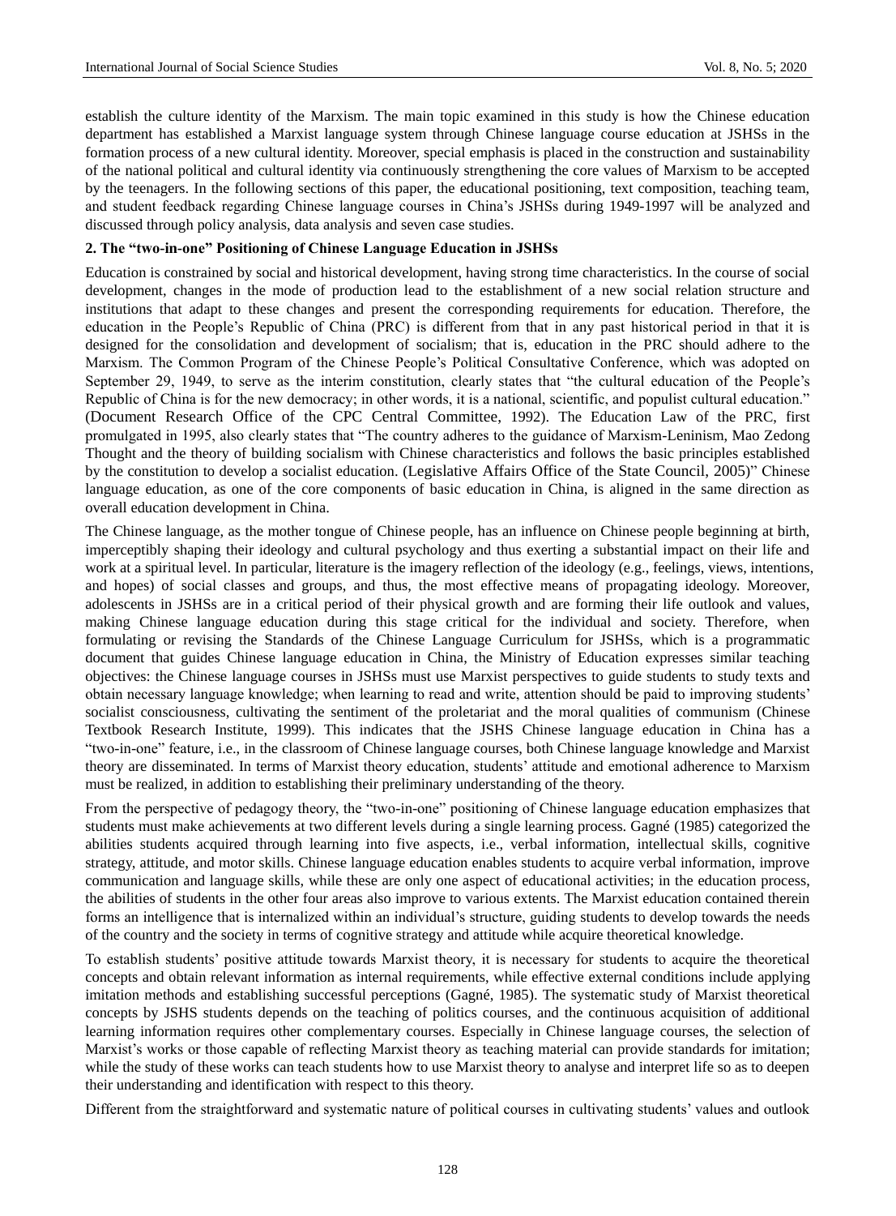establish the culture identity of the Marxism. The main topic examined in this study is how the Chinese education department has established a Marxist language system through Chinese language course education at JSHSs in the formation process of a new cultural identity. Moreover, special emphasis is placed in the construction and sustainability of the national political and cultural identity via continuously strengthening the core values of Marxism to be accepted by the teenagers. In the following sections of this paper, the educational positioning, text composition, teaching team, and student feedback regarding Chinese language courses in China's JSHSs during 1949-1997 will be analyzed and discussed through policy analysis, data analysis and seven case studies.

## 2. The "two-in-one" Positioning of Chinese Language Education in JSHSs

Education is constrained by social and historical development, having strong time characteristics. In the course of social development, changes in the mode of production lead to the establishment of a new social relation structure and institutions that adapt to these changes and present the corresponding requirements for education. Therefore, the education in the People's Republic of China (PRC) is different from that in any past historical period in that it is designed for the consolidation and development of socialism; that is, education in the PRC should adhere to the Marxism. The Common Program of the Chinese People's Political Consultative Conference, which was adopted on September 29, 1949, to serve as the interim constitution, clearly states that "the cultural education of the People's Republic of China is for the new democracy; in other words, it is a national, scientific, and populist cultural education." (Document Research Office of the CPC Central Committee, 1992). The Education Law of the PRC, first promulgated in 1995, also clearly states that "The country adheres to the guidance of Marxism-Leninism, Mao Zedong Thought and the theory of building socialism with Chinese characteristics and follows the basic principles established by the constitution to develop a socialist education. (Legislative Affairs Office of the State Council, 2005)" Chinese language education, as one of the core components of basic education in China, is aligned in the same direction as overall education development in China.

The Chinese language, as the mother tongue of Chinese people, has an influence on Chinese people beginning at birth, imperceptibly shaping their ideology and cultural psychology and thus exerting a substantial impact on their life and work at a spiritual level. In particular, literature is the imagery reflection of the ideology (e.g., feelings, views, intentions, and hopes) of social classes and groups, and thus, the most effective means of propagating ideology. Moreover, adolescents in JSHSs are in a critical period of their physical growth and are forming their life outlook and values, making Chinese language education during this stage critical for the individual and society. Therefore, when formulating or revising the Standards of the Chinese Language Curriculum for JSHSs, which is a programmatic document that guides Chinese language education in China, the Ministry of Education expresses similar teaching objectives: the Chinese language courses in JSHSs must use Marxist perspectives to guide students to study texts and obtain necessary language knowledge; when learning to read and write, attention should be paid to improving students' socialist consciousness, cultivating the sentiment of the proletariat and the moral qualities of communism (Chinese Textbook Research Institute, 1999). This indicates that the JSHS Chinese language education in China has a "two-in-one" feature, i.e., in the classroom of Chinese language courses, both Chinese language knowledge and Marxist theory are disseminated. In terms of Marxist theory education, students' attitude and emotional adherence to Marxism must be realized, in addition to establishing their preliminary understanding of the theory.

From the perspective of pedagogy theory, the "two-in-one" positioning of Chinese language education emphasizes that students must make achievements at two different levels during a single learning process. Gagné (1985) categorized the abilities students acquired through learning into five aspects, i.e., verbal information, intellectual skills, cognitive strategy, attitude, and motor skills. Chinese language education enables students to acquire verbal information, improve communication and language skills, while these are only one aspect of educational activities; in the education process, the abilities of students in the other four areas also improve to various extents. The Marxist education contained therein forms an intelligence that is internalized within an individual's structure, guiding students to develop towards the needs of the country and the society in terms of cognitive strategy and attitude while acquire theoretical knowledge.

To establish students' positive attitude towards Marxist theory, it is necessary for students to acquire the theoretical concepts and obtain relevant information as internal requirements, while effective external conditions include applying imitation methods and establishing successful perceptions (Gagné, 1985). The systematic study of Marxist theoretical concepts by JSHS students depends on the teaching of politics courses, and the continuous acquisition of additional learning information requires other complementary courses. Especially in Chinese language courses, the selection of Marxist's works or those capable of reflecting Marxist theory as teaching material can provide standards for imitation; while the study of these works can teach students how to use Marxist theory to analyse and interpret life so as to deepen their understanding and identification with respect to this theory.

Different from the straightforward and systematic nature of political courses in cultivating students' values and outlook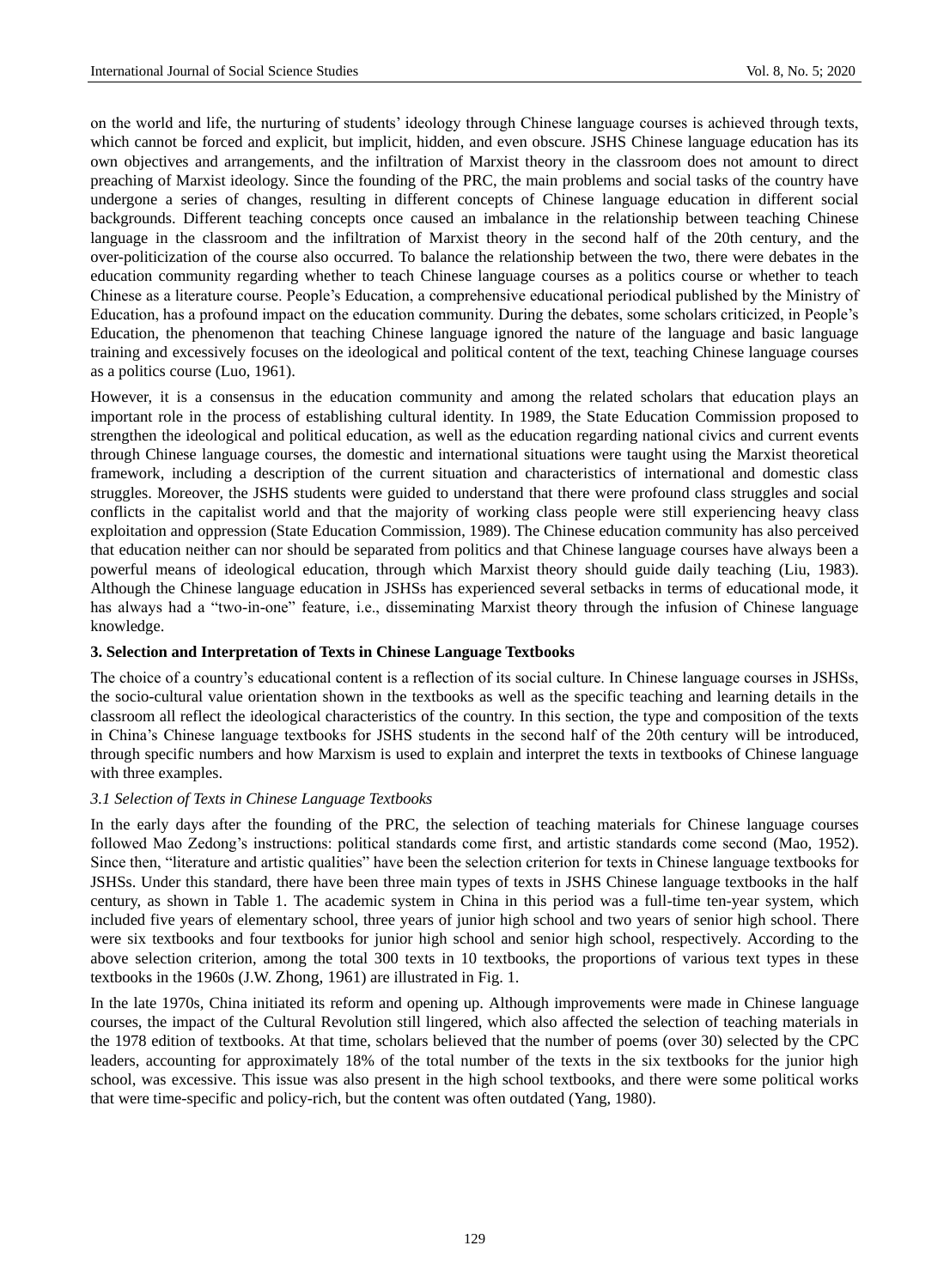on the world and life, the nurturing of students' ideology through Chinese language courses is achieved through texts, which cannot be forced and explicit, but implicit, hidden, and even obscure. JSHS Chinese language education has its own objectives and arrangements, and the infiltration of Marxist theory in the classroom does not amount to direct preaching of Marxist ideology. Since the founding of the PRC, the main problems and social tasks of the country have undergone a series of changes, resulting in different concepts of Chinese language education in different social backgrounds. Different teaching concepts once caused an imbalance in the relationship between teaching Chinese language in the classroom and the infiltration of Marxist theory in the second half of the 20th century, and the over-politicization of the course also occurred. To balance the relationship between the two, there were debates in the education community regarding whether to teach Chinese language courses as a politics course or whether to teach Chinese as a literature course. People's Education, a comprehensive educational periodical published by the Ministry of Education, has a profound impact on the education community. During the debates, some scholars criticized, in People's Education, the phenomenon that teaching Chinese language ignored the nature of the language and basic language training and excessively focuses on the ideological and political content of the text, teaching Chinese language courses as a politics course (Luo, 1961).

However, it is a consensus in the education community and among the related scholars that education plays an important role in the process of establishing cultural identity. In 1989, the State Education Commission proposed to strengthen the ideological and political education, as well as the education regarding national civics and current events through Chinese language courses, the domestic and international situations were taught using the Marxist theoretical framework, including a description of the current situation and characteristics of international and domestic class struggles. Moreover, the JSHS students were guided to understand that there were profound class struggles and social conflicts in the capitalist world and that the majority of working class people were still experiencing heavy class exploitation and oppression (State Education Commission, 1989). The Chinese education community has also perceived that education neither can nor should be separated from politics and that Chinese language courses have always been a powerful means of ideological education, through which Marxist theory should guide daily teaching (Liu, 1983). Although the Chinese language education in JSHSs has experienced several setbacks in terms of educational mode, it has always had a "two-in-one" feature, i.e., disseminating Marxist theory through the infusion of Chinese language knowledge.

### 3. Selection and Interpretation of Texts in Chinese Language Textbooks

The choice of a country's educational content is a reflection of its social culture. In Chinese language courses in JSHSs, the socio-cultural value orientation shown in the textbooks as well as the specific teaching and learning details in the classroom all reflect the ideological characteristics of the country. In this section, the type and composition of the texts in China's Chinese language textbooks for JSHS students in the second half of the 20th century will be introduced, through specific numbers and how Marxism is used to explain and interpret the texts in textbooks of Chinese language with three examples.

#### *3.1 Selection of Texts in Chinese Language Textbooks*

In the early days after the founding of the PRC, the selection of teaching materials for Chinese language courses followed Mao Zedong's instructions: political standards come first, and artistic standards come second (Mao, 1952). Since then, "literature and artistic qualities" have been the selection criterion for texts in Chinese language textbooks for JSHSs. Under this standard, there have been three main types of texts in JSHS Chinese language textbooks in the half century, as shown in Table 1. The academic system in China in this period was a full-time ten-year system, which included five years of elementary school, three years of junior high school and two years of senior high school. There were six textbooks and four textbooks for junior high school and senior high school, respectively. According to the above selection criterion, among the total 300 texts in 10 textbooks, the proportions of various text types in these textbooks in the 1960s (J.W. Zhong, 1961) are illustrated in Fig. 1.

In the late 1970s, China initiated its reform and opening up. Although improvements were made in Chinese language courses, the impact of the Cultural Revolution still lingered, which also affected the selection of teaching materials in the 1978 edition of textbooks. At that time, scholars believed that the number of poems (over 30) selected by the CPC leaders, accounting for approximately 18% of the total number of the texts in the six textbooks for the junior high school, was excessive. This issue was also present in the high school textbooks, and there were some political works that were time-specific and policy-rich, but the content was often outdated (Yang, 1980).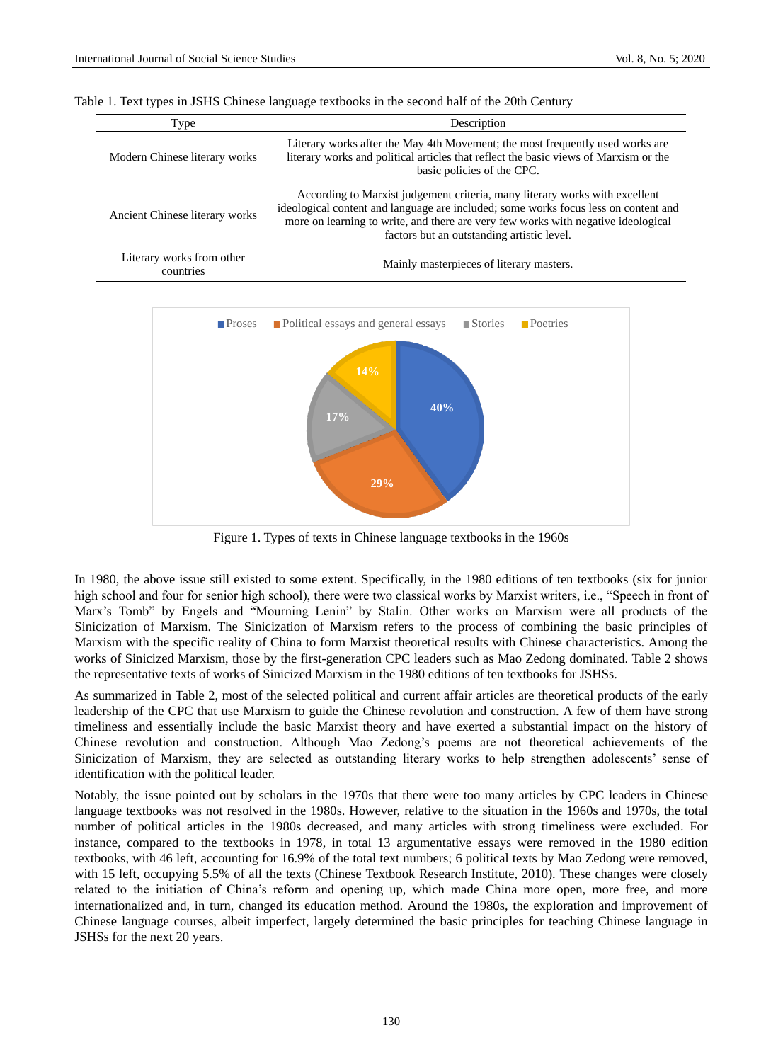Table 1. Text types in JSHS Chinese language textbooks in the second half of the 20th Century

| Type | Description |
|---|---|
| Modern Chinese literary works | Literary works after the May 4th Movement; the most frequently used works are literary works and political articles that reflect the basic views of Marxism or the basic policies of the CPC. |
| Ancient Chinese literary works | According to Marxist judgement criteria, many literary works with excellent ideological content and language are included; some works focus less on content and more on learning to write, and there are very few works with negative ideological factors but an outstanding artistic level. |
| Literary works from other countries | Mainly masterpieces of literary masters. |

| Type | Percentage |
|---|---|
| Proses | 40% |
| Political essays and general essays | 29% |
| Stories | 17% |
| Poetries | 14% |

Figure 1. Types of texts in Chinese language textbooks in the 1960s

In 1980, the above issue still existed to some extent. Specifically, in the 1980 editions of ten textbooks (six for junior high school and four for senior high school), there were two classical works by Marxist writers, i.e., "Speech in front of Marx's Tomb" by Engels and "Mourning Lenin" by Stalin. Other works on Marxism were all products of the Sinicization of Marxism. The Sinicization of Marxism refers to the process of combining the basic principles of Marxism with the specific reality of China to form Marxist theoretical results with Chinese characteristics. Among the works of Sinicized Marxism, those by the first-generation CPC leaders such as Mao Zedong dominated. Table 2 shows the representative texts of works of Sinicized Marxism in the 1980 editions of ten textbooks for JSHSs.

As summarized in Table 2, most of the selected political and current affair articles are theoretical products of the early leadership of the CPC that use Marxism to guide the Chinese revolution and construction. A few of them have strong timeliness and essentially include the basic Marxist theory and have exerted a substantial impact on the history of Chinese revolution and construction. Although Mao Zedong's poems are not theoretical achievements of the Sinicization of Marxism, they are selected as outstanding literary works to help strengthen adolescents' sense of identification with the political leader.

Notably, the issue pointed out by scholars in the 1970s that there were too many articles by CPC leaders in Chinese language textbooks was not resolved in the 1980s. However, relative to the situation in the 1960s and 1970s, the total number of political articles in the 1980s decreased, and many articles with strong timeliness were excluded. For instance, compared to the textbooks in 1978, in total 13 argumentative essays were removed in the 1980 edition textbooks, with 46 left, accounting for 16.9% of the total text numbers; 6 political texts by Mao Zedong were removed, with 15 left, occupying 5.5% of all the texts (Chinese Textbook Research Institute, 2010). These changes were closely related to the initiation of China's reform and opening up, which made China more open, more free, and more internationalized and, in turn, changed its education method. Around the 1980s, the exploration and improvement of Chinese language courses, albeit imperfect, largely determined the basic principles for teaching Chinese language in JSHSs for the next 20 years.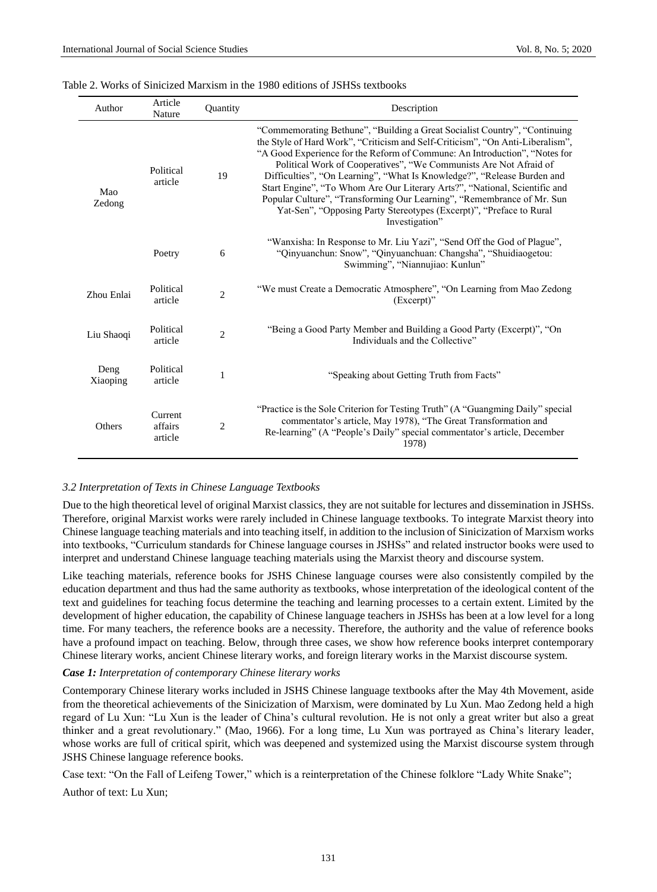Table 2. Works of Sinicized Marxism in the 1980 editions of JSHSs textbooks

| Author | Article Nature | Quantity | Description |
|---|---|---|---|
| Mao Zedong | Political article | 19 | "Commemorating Bethune", "Building a Great Socialist Country", "Continuing the Style of Hard Work", "Criticism and Self-Criticism", "On Anti-Liberalism", "A Good Experience for the Reform of Commune: An Introduction", "Notes for Political Work of Cooperatives", "We Communists Are Not Afraid of Difficulties", "On Learning", "What Is Knowledge?", "Release Burden and Start Engine", "To Whom Are Our Literary Arts?", "National, Scientific and Popular Culture", "Transforming Our Learning", "Remembrance of Mr. Sun Yat-Sen", "Opposing Party Stereotypes (Excerpt)", "Preface to Rural Investigation" |
| | Poetry | 6 | "Wanxisha: In Response to Mr. Liu Yazi", "Send Off the God of Plague", "Qinyuanchun: Snow", "Qinyuanchuan: Changsha", "Shuidiaogetou: Swimming", "Niannujiao: Kunlun" |
| Zhou Enlai | Political article | 2 | "We must Create a Democratic Atmosphere", "On Learning from Mao Zedong (Excerpt)" |
| Liu Shaoqi | Political article | 2 | "Being a Good Party Member and Building a Good Party (Excerpt)", "On Individuals and the Collective" |
| Deng Xiaoping | Political article | 1 | "Speaking about Getting Truth from Facts" |
| Others | Current affairs article | 2 | "Practice is the Sole Criterion for Testing Truth" (A "Guangming Daily" special commentator's article, May 1978), "The Great Transformation and Re-learning" (A "People's Daily" special commentator's article, December 1978) |

### *3.2 Interpretation of Texts in Chinese Language Textbooks*

Due to the high theoretical level of original Marxist classics, they are not suitable for lectures and dissemination in JSHSs. Therefore, original Marxist works were rarely included in Chinese language textbooks. To integrate Marxist theory into Chinese language teaching materials and into teaching itself, in addition to the inclusion of Sinicization of Marxism works into textbooks, "Curriculum standards for Chinese language courses in JSHSs" and related instructor books were used to interpret and understand Chinese language teaching materials using the Marxist theory and discourse system.

Like teaching materials, reference books for JSHS Chinese language courses were also consistently compiled by the education department and thus had the same authority as textbooks, whose interpretation of the ideological content of the text and guidelines for teaching focus determine the teaching and learning processes to a certain extent. Limited by the development of higher education, the capability of Chinese language teachers in JSHSs has been at a low level for a long time. For many teachers, the reference books are a necessity. Therefore, the authority and the value of reference books have a profound impact on teaching. Below, through three cases, we show how reference books interpret contemporary Chinese literary works, ancient Chinese literary works, and foreign literary works in the Marxist discourse system.

***Case 1:*** *Interpretation of contemporary Chinese literary works*

Contemporary Chinese literary works included in JSHS Chinese language textbooks after the May 4th Movement, aside from the theoretical achievements of the Sinicization of Marxism, were dominated by Lu Xun. Mao Zedong held a high regard of Lu Xun: "Lu Xun is the leader of China's cultural revolution. He is not only a great writer but also a great thinker and a great revolutionary." (Mao, 1966). For a long time, Lu Xun was portrayed as China's literary leader, whose works are full of critical spirit, which was deepened and systemized using the Marxist discourse system through JSHS Chinese language reference books.

Case text: "On the Fall of Leifeng Tower," which is a reinterpretation of the Chinese folklore "Lady White Snake";

Author of text: Lu Xun;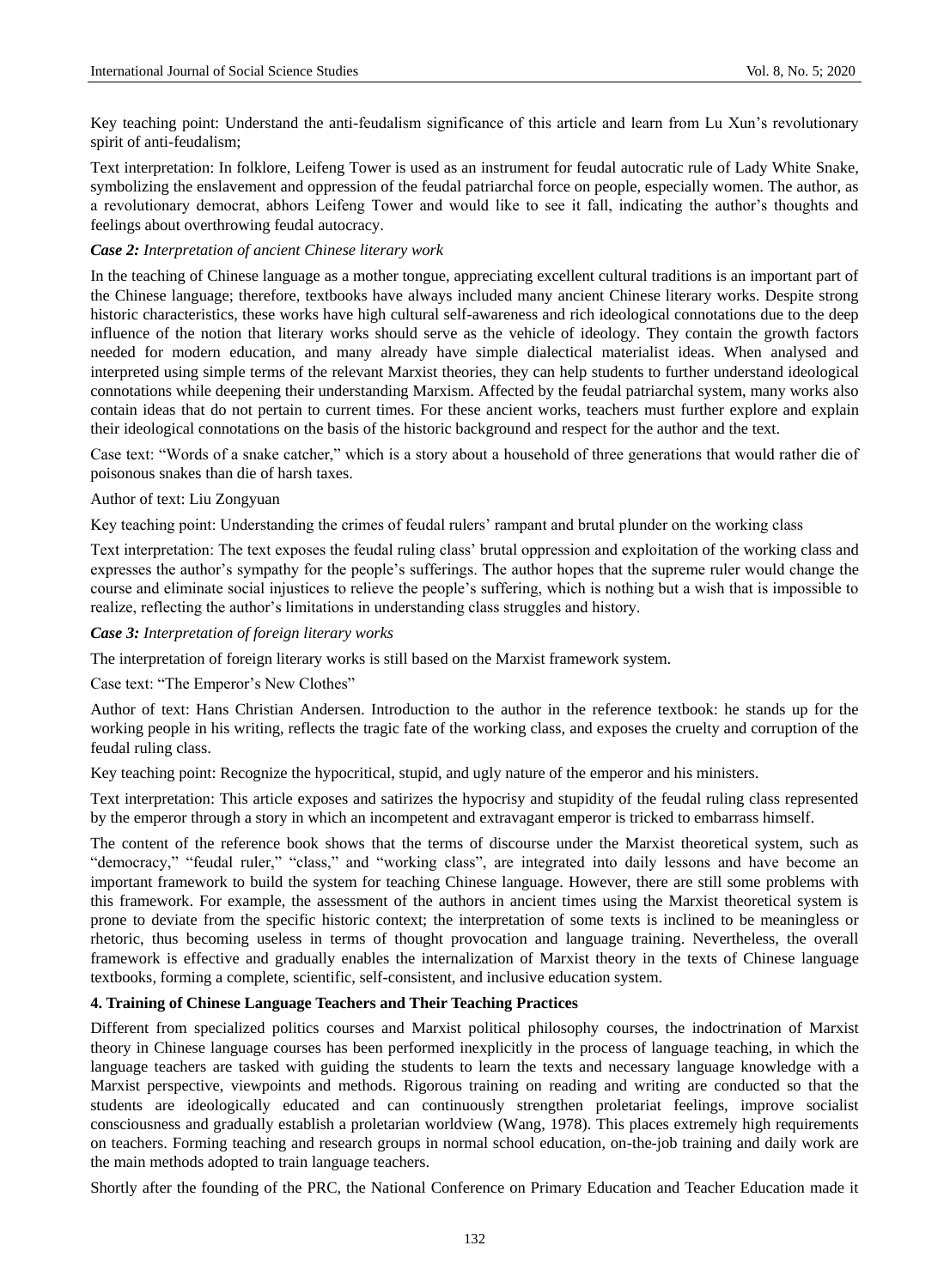Key teaching point: Understand the anti-feudalism significance of this article and learn from Lu Xun's revolutionary spirit of anti-feudalism;

Text interpretation: In folklore, Leifeng Tower is used as an instrument for feudal autocratic rule of Lady White Snake, symbolizing the enslavement and oppression of the feudal patriarchal force on people, especially women. The author, as a revolutionary democrat, abhors Leifeng Tower and would like to see it fall, indicating the author's thoughts and feelings about overthrowing feudal autocracy.

***Case 2:*** ***Interpretation of ancient Chinese literary work***

In the teaching of Chinese language as a mother tongue, appreciating excellent cultural traditions is an important part of the Chinese language; therefore, textbooks have always included many ancient Chinese literary works. Despite strong historic characteristics, these works have high cultural self-awareness and rich ideological connotations due to the deep influence of the notion that literary works should serve as the vehicle of ideology. They contain the growth factors needed for modern education, and many already have simple dialectical materialist ideas. When analysed and interpreted using simple terms of the relevant Marxist theories, they can help students to further understand ideological connotations while deepening their understanding Marxism. Affected by the feudal patriarchal system, many works also contain ideas that do not pertain to current times. For these ancient works, teachers must further explore and explain their ideological connotations on the basis of the historic background and respect for the author and the text.

Case text: "Words of a snake catcher," which is a story about a household of three generations that would rather die of poisonous snakes than die of harsh taxes.

Author of text: Liu Zongyuan

Key teaching point: Understanding the crimes of feudal rulers' rampant and brutal plunder on the working class

Text interpretation: The text exposes the feudal ruling class' brutal oppression and exploitation of the working class and expresses the author's sympathy for the people's sufferings. The author hopes that the supreme ruler would change the course and eliminate social injustices to relieve the people's suffering, which is nothing but a wish that is impossible to realize, reflecting the author's limitations in understanding class struggles and history.

***Case 3:*** ***Interpretation of foreign literary works***

The interpretation of foreign literary works is still based on the Marxist framework system.

Case text: "The Emperor's New Clothes"

Author of text: Hans Christian Andersen. Introduction to the author in the reference textbook: he stands up for the working people in his writing, reflects the tragic fate of the working class, and exposes the cruelty and corruption of the feudal ruling class.

Key teaching point: Recognize the hypocritical, stupid, and ugly nature of the emperor and his ministers.

Text interpretation: This article exposes and satirizes the hypocrisy and stupidity of the feudal ruling class represented by the emperor through a story in which an incompetent and extravagant emperor is tricked to embarrass himself.

The content of the reference book shows that the terms of discourse under the Marxist theoretical system, such as "democracy," "feudal ruler," "class," and "working class", are integrated into daily lessons and have become an important framework to build the system for teaching Chinese language. However, there are still some problems with this framework. For example, the assessment of the authors in ancient times using the Marxist theoretical system is prone to deviate from the specific historic context; the interpretation of some texts is inclined to be meaningless or rhetoric, thus becoming useless in terms of thought provocation and language training. Nevertheless, the overall framework is effective and gradually enables the internalization of Marxist theory in the texts of Chinese language textbooks, forming a complete, scientific, self-consistent, and inclusive education system.

## 4. Training of Chinese Language Teachers and Their Teaching Practices

Different from specialized politics courses and Marxist political philosophy courses, the indoctrination of Marxist theory in Chinese language courses has been performed inexplicitly in the process of language teaching, in which the language teachers are tasked with guiding the students to learn the texts and necessary language knowledge with a Marxist perspective, viewpoints and methods. Rigorous training on reading and writing are conducted so that the students are ideologically educated and can continuously strengthen proletariat feelings, improve socialist consciousness and gradually establish a proletarian worldview (Wang, 1978). This places extremely high requirements on teachers. Forming teaching and research groups in normal school education, on-the-job training and daily work are the main methods adopted to train language teachers.

Shortly after the founding of the PRC, the National Conference on Primary Education and Teacher Education made it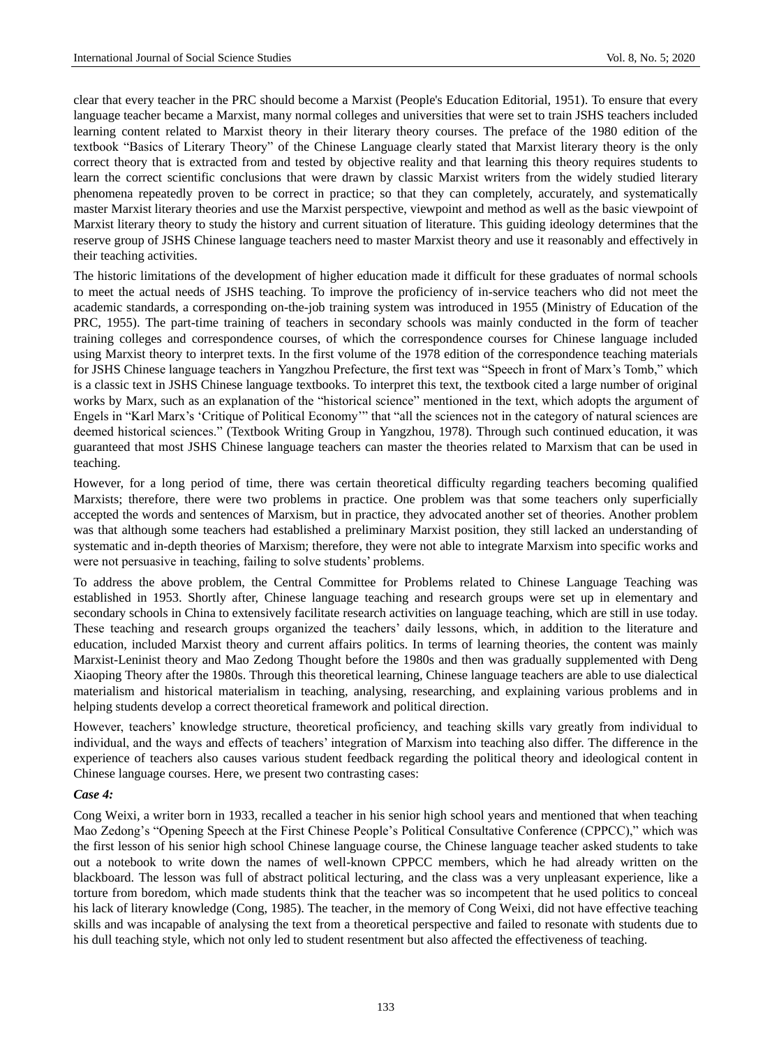clear that every teacher in the PRC should become a Marxist (People's Education Editorial, 1951). To ensure that every language teacher became a Marxist, many normal colleges and universities that were set to train JSHS teachers included learning content related to Marxist theory in their literary theory courses. The preface of the 1980 edition of the textbook "Basics of Literary Theory" of the Chinese Language clearly stated that Marxist literary theory is the only correct theory that is extracted from and tested by objective reality and that learning this theory requires students to learn the correct scientific conclusions that were drawn by classic Marxist writers from the widely studied literary phenomena repeatedly proven to be correct in practice; so that they can completely, accurately, and systematically master Marxist literary theories and use the Marxist perspective, viewpoint and method as well as the basic viewpoint of Marxist literary theory to study the history and current situation of literature. This guiding ideology determines that the reserve group of JSHS Chinese language teachers need to master Marxist theory and use it reasonably and effectively in their teaching activities.

The historic limitations of the development of higher education made it difficult for these graduates of normal schools to meet the actual needs of JSHS teaching. To improve the proficiency of in-service teachers who did not meet the academic standards, a corresponding on-the-job training system was introduced in 1955 (Ministry of Education of the PRC, 1955). The part-time training of teachers in secondary schools was mainly conducted in the form of teacher training colleges and correspondence courses, of which the correspondence courses for Chinese language included using Marxist theory to interpret texts. In the first volume of the 1978 edition of the correspondence teaching materials for JSHS Chinese language teachers in Yangzhou Prefecture, the first text was "Speech in front of Marx's Tomb," which is a classic text in JSHS Chinese language textbooks. To interpret this text, the textbook cited a large number of original works by Marx, such as an explanation of the "historical science" mentioned in the text, which adopts the argument of Engels in "Karl Marx's 'Critique of Political Economy'" that "all the sciences not in the category of natural sciences are deemed historical sciences." (Textbook Writing Group in Yangzhou, 1978). Through such continued education, it was guaranteed that most JSHS Chinese language teachers can master the theories related to Marxism that can be used in teaching.

However, for a long period of time, there was certain theoretical difficulty regarding teachers becoming qualified Marxists; therefore, there were two problems in practice. One problem was that some teachers only superficially accepted the words and sentences of Marxism, but in practice, they advocated another set of theories. Another problem was that although some teachers had established a preliminary Marxist position, they still lacked an understanding of systematic and in-depth theories of Marxism; therefore, they were not able to integrate Marxism into specific works and were not persuasive in teaching, failing to solve students' problems.

To address the above problem, the Central Committee for Problems related to Chinese Language Teaching was established in 1953. Shortly after, Chinese language teaching and research groups were set up in elementary and secondary schools in China to extensively facilitate research activities on language teaching, which are still in use today. These teaching and research groups organized the teachers' daily lessons, which, in addition to the literature and education, included Marxist theory and current affairs politics. In terms of learning theories, the content was mainly Marxist-Leninist theory and Mao Zedong Thought before the 1980s and then was gradually supplemented with Deng Xiaoping Theory after the 1980s. Through this theoretical learning, Chinese language teachers are able to use dialectical materialism and historical materialism in teaching, analysing, researching, and explaining various problems and in helping students develop a correct theoretical framework and political direction.

However, teachers' knowledge structure, theoretical proficiency, and teaching skills vary greatly from individual to individual, and the ways and effects of teachers' integration of Marxism into teaching also differ. The difference in the experience of teachers also causes various student feedback regarding the political theory and ideological content in Chinese language courses. Here, we present two contrasting cases:

***Case 4:***

Cong Weixi, a writer born in 1933, recalled a teacher in his senior high school years and mentioned that when teaching Mao Zedong's "Opening Speech at the First Chinese People's Political Consultative Conference (CPPCC)," which was the first lesson of his senior high school Chinese language course, the Chinese language teacher asked students to take out a notebook to write down the names of well-known CPPCC members, which he had already written on the blackboard. The lesson was full of abstract political lecturing, and the class was a very unpleasant experience, like a torture from boredom, which made students think that the teacher was so incompetent that he used politics to conceal his lack of literary knowledge (Cong, 1985). The teacher, in the memory of Cong Weixi, did not have effective teaching skills and was incapable of analysing the text from a theoretical perspective and failed to resonate with students due to his dull teaching style, which not only led to student resentment but also affected the effectiveness of teaching.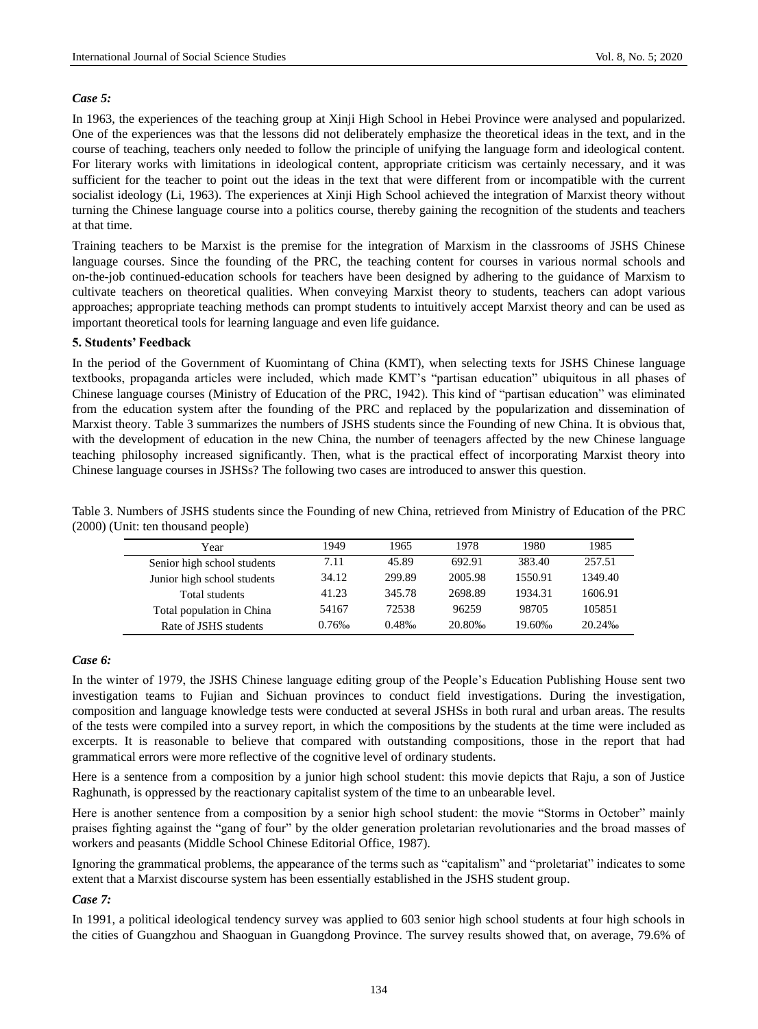*Case 5:*

In 1963, the experiences of the teaching group at Xinji High School in Hebei Province were analysed and popularized. One of the experiences was that the lessons did not deliberately emphasize the theoretical ideas in the text, and in the course of teaching, teachers only needed to follow the principle of unifying the language form and ideological content. For literary works with limitations in ideological content, appropriate criticism was certainly necessary, and it was sufficient for the teacher to point out the ideas in the text that were different from or incompatible with the current socialist ideology (Li, 1963). The experiences at Xinji High School achieved the integration of Marxist theory without turning the Chinese language course into a politics course, thereby gaining the recognition of the students and teachers at that time.

Training teachers to be Marxist is the premise for the integration of Marxism in the classrooms of JSHS Chinese language courses. Since the founding of the PRC, the teaching content for courses in various normal schools and on-the-job continued-education schools for teachers have been designed by adhering to the guidance of Marxism to cultivate teachers on theoretical qualities. When conveying Marxist theory to students, teachers can adopt various approaches; appropriate teaching methods can prompt students to intuitively accept Marxist theory and can be used as important theoretical tools for learning language and even life guidance.

**5. Students' Feedback**

In the period of the Government of Kuomintang of China (KMT), when selecting texts for JSHS Chinese language textbooks, propaganda articles were included, which made KMT's "partisan education" ubiquitous in all phases of Chinese language courses (Ministry of Education of the PRC, 1942). This kind of "partisan education" was eliminated from the education system after the founding of the PRC and replaced by the popularization and dissemination of Marxist theory. Table 3 summarizes the numbers of JSHS students since the Founding of new China. It is obvious that, with the development of education in the new China, the number of teenagers affected by the new Chinese language teaching philosophy increased significantly. Then, what is the practical effect of incorporating Marxist theory into Chinese language courses in JSHSs? The following two cases are introduced to answer this question.

Table 3. Numbers of JSHS students since the Founding of new China, retrieved from Ministry of Education of the PRC (2000) (Unit: ten thousand people)

| Year | 1949 | 1965 | 1978 | 1980 | 1985 |
|---|---|---|---|---|---|
| Senior high school students | 7.11 | 45.89 | 692.91 | 383.40 | 257.51 |
| Junior high school students | 34.12 | 299.89 | 2005.98 | 1550.91 | 1349.40 |
| Total students | 41.23 | 345.78 | 2698.89 | 1934.31 | 1606.91 |
| Total population in China | 54167 | 72538 | 96259 | 98705 | 105851 |
| Rate of JSHS students | 0.76‰ | 0.48‰ | 20.80‰ | 19.60‰ | 20.24‰ |

*Case 6:*

In the winter of 1979, the JSHS Chinese language editing group of the People's Education Publishing House sent two investigation teams to Fujian and Sichuan provinces to conduct field investigations. During the investigation, composition and language knowledge tests were conducted at several JSHSs in both rural and urban areas. The results of the tests were compiled into a survey report, in which the compositions by the students at the time were included as excerpts. It is reasonable to believe that compared with outstanding compositions, those in the report that had grammatical errors were more reflective of the cognitive level of ordinary students.

Here is a sentence from a composition by a junior high school student: this movie depicts that Raju, a son of Justice Raghunath, is oppressed by the reactionary capitalist system of the time to an unbearable level.

Here is another sentence from a composition by a senior high school student: the movie "Storms in October" mainly praises fighting against the "gang of four" by the older generation proletarian revolutionaries and the broad masses of workers and peasants (Middle School Chinese Editorial Office, 1987).

Ignoring the grammatical problems, the appearance of the terms such as "capitalism" and "proletariat" indicates to some extent that a Marxist discourse system has been essentially established in the JSHS student group.

*Case 7:*

In 1991, a political ideological tendency survey was applied to 603 senior high school students at four high schools in the cities of Guangzhou and Shaoguan in Guangdong Province. The survey results showed that, on average, 79.6% of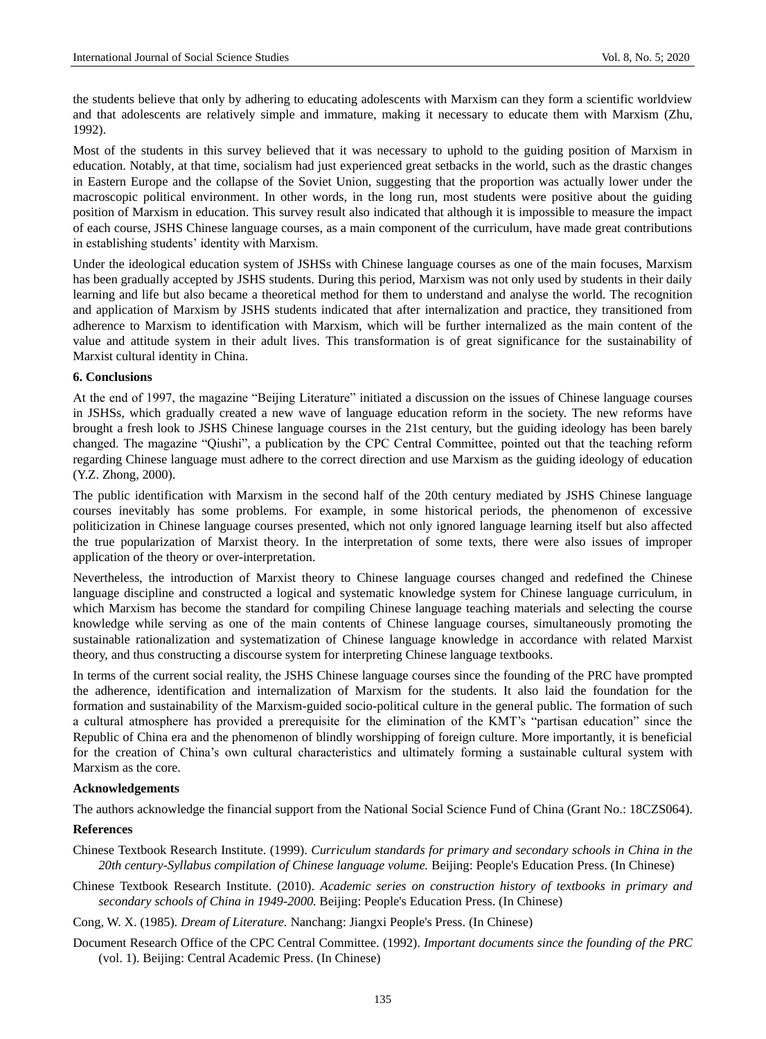the students believe that only by adhering to educating adolescents with Marxism can they form a scientific worldview and that adolescents are relatively simple and immature, making it necessary to educate them with Marxism (Zhu, 1992).

Most of the students in this survey believed that it was necessary to uphold to the guiding position of Marxism in education. Notably, at that time, socialism had just experienced great setbacks in the world, such as the drastic changes in Eastern Europe and the collapse of the Soviet Union, suggesting that the proportion was actually lower under the macroscopic political environment. In other words, in the long run, most students were positive about the guiding position of Marxism in education. This survey result also indicated that although it is impossible to measure the impact of each course, JSHS Chinese language courses, as a main component of the curriculum, have made great contributions in establishing students' identity with Marxism.

Under the ideological education system of JSHSs with Chinese language courses as one of the main focuses, Marxism has been gradually accepted by JSHS students. During this period, Marxism was not only used by students in their daily learning and life but also became a theoretical method for them to understand and analyse the world. The recognition and application of Marxism by JSHS students indicated that after internalization and practice, they transitioned from adherence to Marxism to identification with Marxism, which will be further internalized as the main content of the value and attitude system in their adult lives. This transformation is of great significance for the sustainability of Marxist cultural identity in China.

## 6. Conclusions

At the end of 1997, the magazine "Beijing Literature" initiated a discussion on the issues of Chinese language courses in JSHSs, which gradually created a new wave of language education reform in the society. The new reforms have brought a fresh look to JSHS Chinese language courses in the 21st century, but the guiding ideology has been barely changed. The magazine "Qiushi", a publication by the CPC Central Committee, pointed out that the teaching reform regarding Chinese language must adhere to the correct direction and use Marxism as the guiding ideology of education (Y.Z. Zhong, 2000).

The public identification with Marxism in the second half of the 20th century mediated by JSHS Chinese language courses inevitably has some problems. For example, in some historical periods, the phenomenon of excessive politicization in Chinese language courses presented, which not only ignored language learning itself but also affected the true popularization of Marxist theory. In the interpretation of some texts, there were also issues of improper application of the theory or over-interpretation.

Nevertheless, the introduction of Marxist theory to Chinese language courses changed and redefined the Chinese language discipline and constructed a logical and systematic knowledge system for Chinese language curriculum, in which Marxism has become the standard for compiling Chinese language teaching materials and selecting the course knowledge while serving as one of the main contents of Chinese language courses, simultaneously promoting the sustainable rationalization and systematization of Chinese language knowledge in accordance with related Marxist theory, and thus constructing a discourse system for interpreting Chinese language textbooks.

In terms of the current social reality, the JSHS Chinese language courses since the founding of the PRC have prompted the adherence, identification and internalization of Marxism for the students. It also laid the foundation for the formation and sustainability of the Marxism-guided socio-political culture in the general public. The formation of such a cultural atmosphere has provided a prerequisite for the elimination of the KMT's "partisan education" since the Republic of China era and the phenomenon of blindly worshipping of foreign culture. More importantly, it is beneficial for the creation of China's own cultural characteristics and ultimately forming a sustainable cultural system with Marxism as the core.

## Acknowledgements

The authors acknowledge the financial support from the National Social Science Fund of China (Grant No.: 18CZS064).

## References

Chinese Textbook Research Institute. (1999). *Curriculum standards for primary and secondary schools in China in the 20th century-Syllabus compilation of Chinese language volume.* Beijing: People's Education Press. (In Chinese)

Chinese Textbook Research Institute. (2010). *Academic series on construction history of textbooks in primary and secondary schools of China in 1949-2000.* Beijing: People's Education Press. (In Chinese)

Cong, W. X. (1985). *Dream of Literature.* Nanchang: Jiangxi People's Press. (In Chinese)

Document Research Office of the CPC Central Committee. (1992). *Important documents since the founding of the PRC* (vol. 1). Beijing: Central Academic Press. (In Chinese)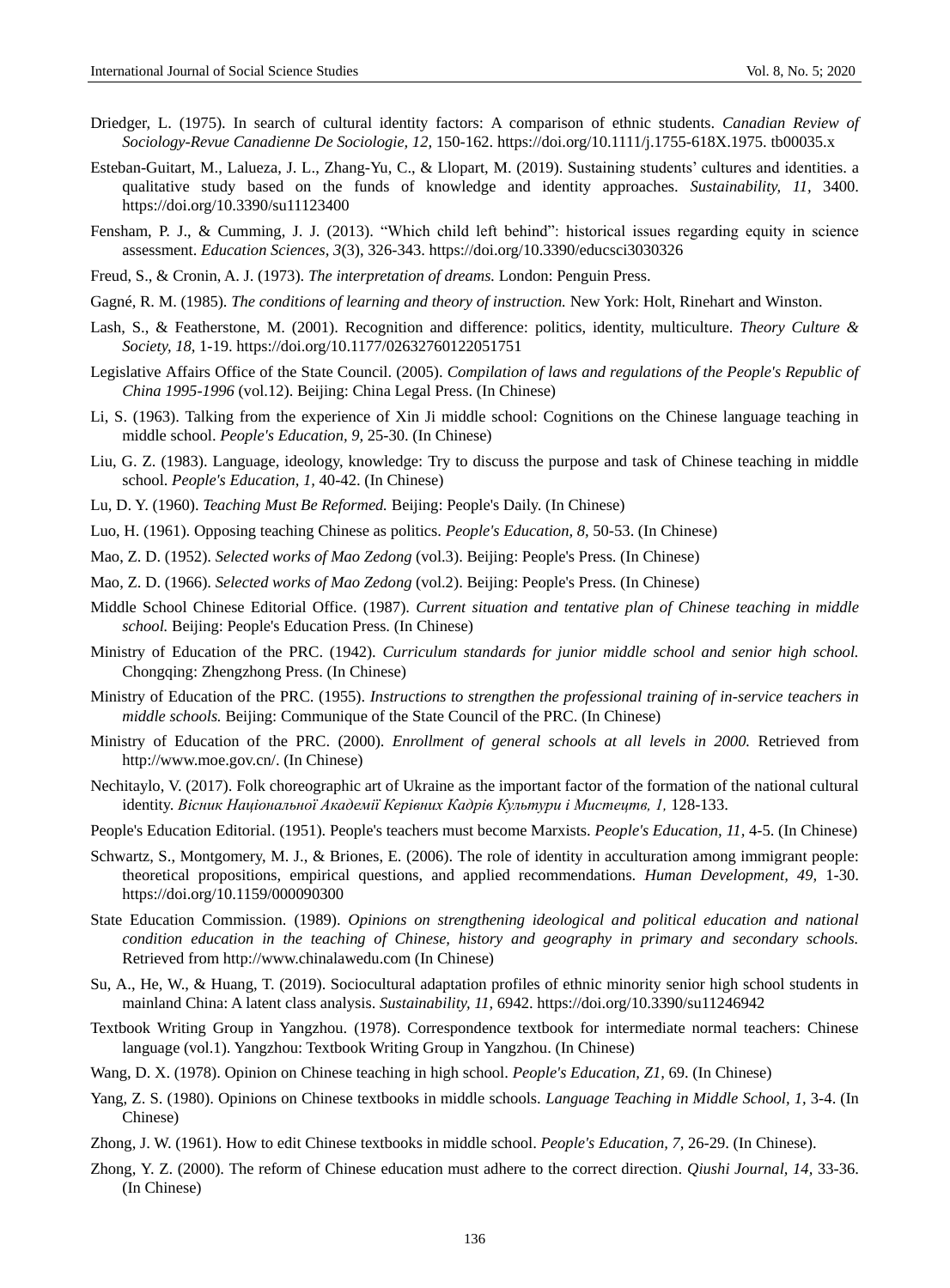Driedger, L. (1975). In search of cultural identity factors: A comparison of ethnic students. *Canadian Review of Sociology-Revue Canadienne De Sociologie, 12,* 150-162. https://doi.org/10.1111/j.1755-618X.1975. tb00035.x

Esteban-Guitart, M., Lalueza, J. L., Zhang-Yu, C., & Llopart, M. (2019). Sustaining students' cultures and identities. a qualitative study based on the funds of knowledge and identity approaches. *Sustainability, 11,* 3400. https://doi.org/10.3390/su11123400

Fensham, P. J., & Cumming, J. J. (2013). "Which child left behind": historical issues regarding equity in science assessment. *Education Sciences, 3*(3), 326-343. https://doi.org/10.3390/educsci3030326

Freud, S., & Cronin, A. J. (1973). *The interpretation of dreams.* London: Penguin Press.

Gagné, R. M. (1985). *The conditions of learning and theory of instruction.* New York: Holt, Rinehart and Winston.

Lash, S., & Featherstone, M. (2001). Recognition and difference: politics, identity, multiculture. *Theory Culture & Society, 18,* 1-19. https://doi.org/10.1177/02632760122051751

Legislative Affairs Office of the State Council. (2005). *Compilation of laws and regulations of the People's Republic of China 1995-1996* (vol.12). Beijing: China Legal Press. (In Chinese)

Li, S. (1963). Talking from the experience of Xin Ji middle school: Cognitions on the Chinese language teaching in middle school. *People's Education, 9,* 25-30. (In Chinese)

Liu, G. Z. (1983). Language, ideology, knowledge: Try to discuss the purpose and task of Chinese teaching in middle school. *People's Education, 1,* 40-42. (In Chinese)

Lu, D. Y. (1960). *Teaching Must Be Reformed.* Beijing: People's Daily. (In Chinese)

Luo, H. (1961). Opposing teaching Chinese as politics. *People's Education, 8,* 50-53. (In Chinese)

Mao, Z. D. (1952). *Selected works of Mao Zedong* (vol.3). Beijing: People's Press. (In Chinese)

Mao, Z. D. (1966). *Selected works of Mao Zedong* (vol.2). Beijing: People's Press. (In Chinese)

Middle School Chinese Editorial Office. (1987). *Current situation and tentative plan of Chinese teaching in middle school.* Beijing: People's Education Press. (In Chinese)

Ministry of Education of the PRC. (1942). *Curriculum standards for junior middle school and senior high school.* Chongqing: Zhengzhong Press. (In Chinese)

Ministry of Education of the PRC. (1955). *Instructions to strengthen the professional training of in-service teachers in middle schools.* Beijing: Communique of the State Council of the PRC. (In Chinese)

Ministry of Education of the PRC. (2000). *Enrollment of general schools at all levels in 2000.* Retrieved from http://www.moe.gov.cn/. (In Chinese)

Nechitaylo, V. (2017). Folk choreographic art of Ukraine as the important factor of the formation of the national cultural identity. *Вісник Національної Академії Керівних Кадрів Культури і Мистецтв, 1,* 128-133.

People's Education Editorial. (1951). People's teachers must become Marxists. *People's Education, 11,* 4-5. (In Chinese)

Schwartz, S., Montgomery, M. J., & Briones, E. (2006). The role of identity in acculturation among immigrant people: theoretical propositions, empirical questions, and applied recommendations. *Human Development, 49,* 1-30. https://doi.org/10.1159/000090300

State Education Commission. (1989). *Opinions on strengthening ideological and political education and national condition education in the teaching of Chinese, history and geography in primary and secondary schools.* Retrieved from http://www.chinalawedu.com (In Chinese)

Su, A., He, W., & Huang, T. (2019). Sociocultural adaptation profiles of ethnic minority senior high school students in mainland China: A latent class analysis. *Sustainability, 11,* 6942. https://doi.org/10.3390/su11246942

Textbook Writing Group in Yangzhou. (1978). Correspondence textbook for intermediate normal teachers: Chinese language (vol.1). Yangzhou: Textbook Writing Group in Yangzhou. (In Chinese)

Wang, D. X. (1978). Opinion on Chinese teaching in high school. *People's Education, Z1,* 69. (In Chinese)

Yang, Z. S. (1980). Opinions on Chinese textbooks in middle schools. *Language Teaching in Middle School, 1,* 3-4. (In Chinese)

Zhong, J. W. (1961). How to edit Chinese textbooks in middle school. *People's Education, 7,* 26-29. (In Chinese).

Zhong, Y. Z. (2000). The reform of Chinese education must adhere to the correct direction. *Qiushi Journal, 14,* 33-36. (In Chinese)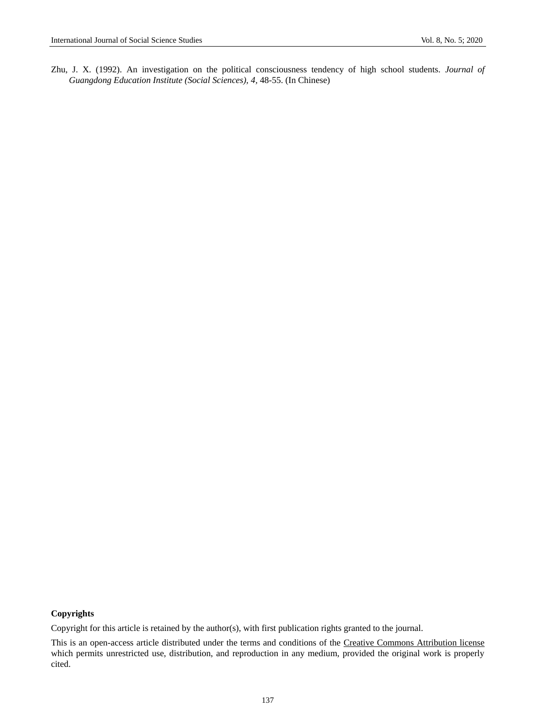Zhu, J. X. (1992). An investigation on the political consciousness tendency of high school students. *Journal of Guangdong Education Institute (Social Sciences), 4*, 48-55. (In Chinese)

**Copyrights**

Copyright for this article is retained by the author(s), with first publication rights granted to the journal.

This is an open-access article distributed under the terms and conditions of the Creative Commons Attribution license which permits unrestricted use, distribution, and reproduction in any medium, provided the original work is properly cited.